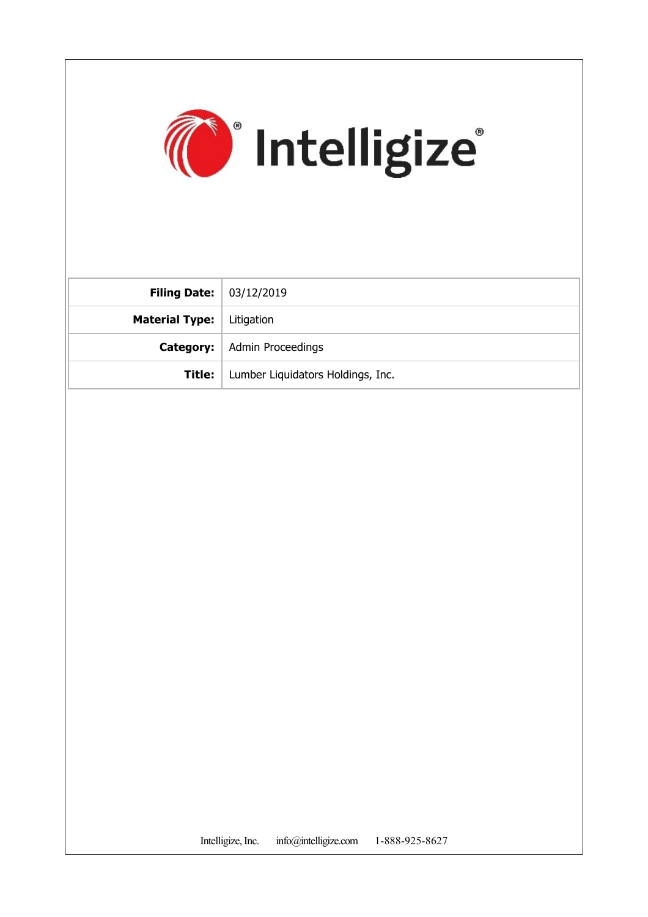# Intelligize®

| Filing Date: | 03/12/2019 |
|---|---|
| Material Type: | Litigation |
| Category: | Admin Proceedings |
| Title: | Lumber Liquidators Holdings, Inc. |

Intelligize, Inc. info@intelligize.com 1-888-925-8627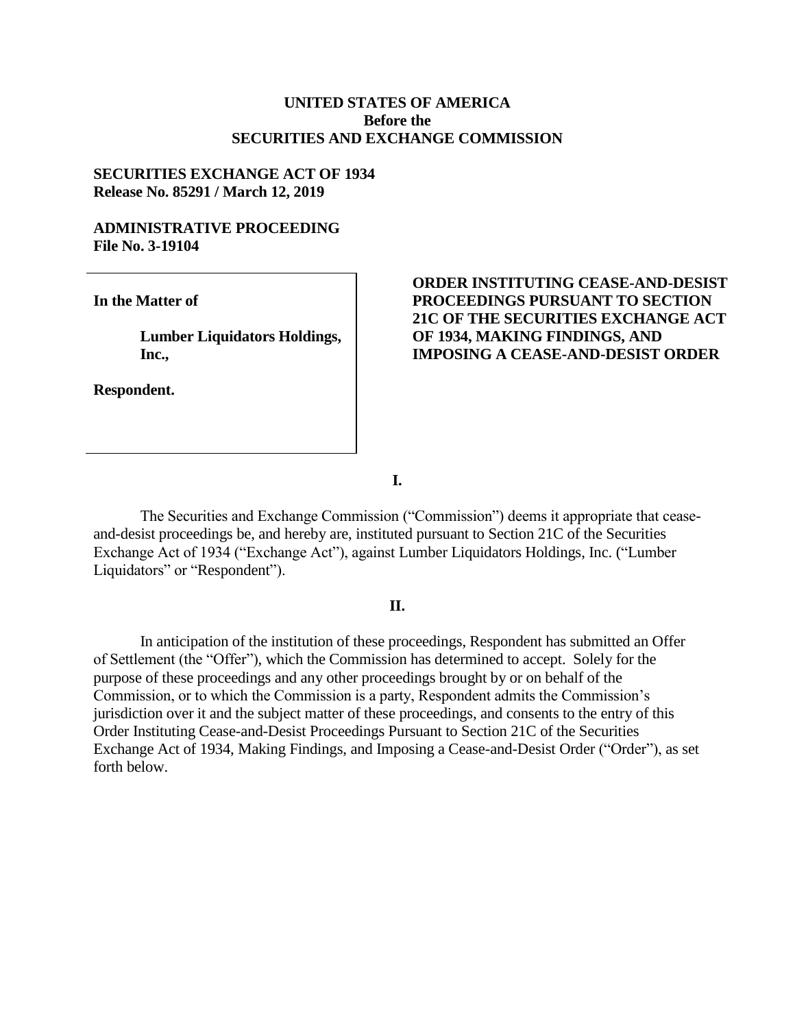**UNITED STATES OF AMERICA**
**Before the**
**SECURITIES AND EXCHANGE COMMISSION**

**SECURITIES EXCHANGE ACT OF 1934**
**Release No. 85291 / March 12, 2019**

**ADMINISTRATIVE PROCEEDING**
**File No. 3-19104**

| | |
|---|---|
| **In the Matter of**<br><br>**Lumber Liquidators Holdings, Inc.,**<br><br>**Respondent.** | **ORDER INSTITUTING CEASE-AND-DESIST PROCEEDINGS PURSUANT TO SECTION 21C OF THE SECURITIES EXCHANGE ACT OF 1934, MAKING FINDINGS, AND IMPOSING A CEASE-AND-DESIST ORDER** |

**I.**

The Securities and Exchange Commission ("Commission") deems it appropriate that cease-and-desist proceedings be, and hereby are, instituted pursuant to Section 21C of the Securities Exchange Act of 1934 ("Exchange Act"), against Lumber Liquidators Holdings, Inc. ("Lumber Liquidators" or "Respondent").

**II.**

In anticipation of the institution of these proceedings, Respondent has submitted an Offer of Settlement (the "Offer"), which the Commission has determined to accept. Solely for the purpose of these proceedings and any other proceedings brought by or on behalf of the Commission, or to which the Commission is a party, Respondent admits the Commission's jurisdiction over it and the subject matter of these proceedings, and consents to the entry of this Order Instituting Cease-and-Desist Proceedings Pursuant to Section 21C of the Securities Exchange Act of 1934, Making Findings, and Imposing a Cease-and-Desist Order ("Order"), as set forth below.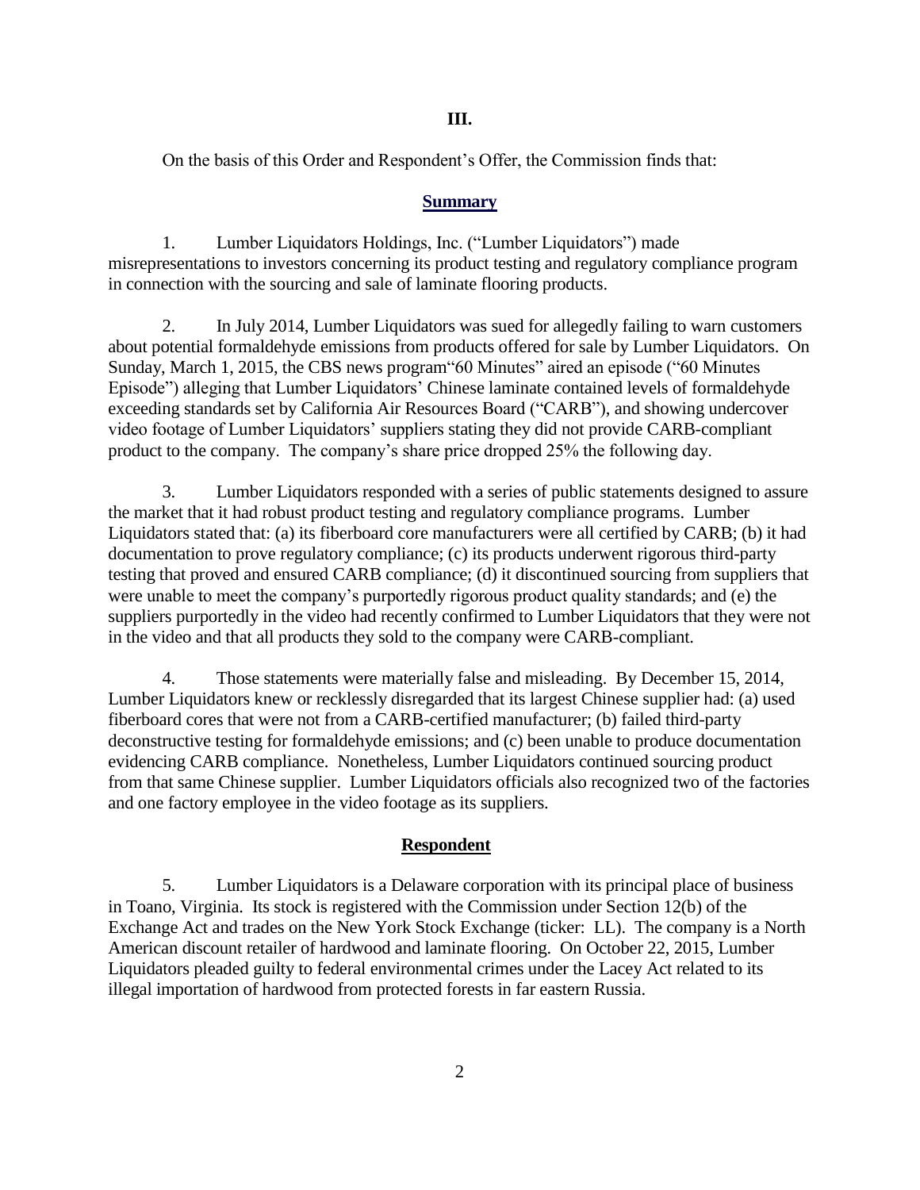## III.

On the basis of this Order and Respondent's Offer, the Commission finds that:

### Summary

1. Lumber Liquidators Holdings, Inc. ("Lumber Liquidators") made misrepresentations to investors concerning its product testing and regulatory compliance program in connection with the sourcing and sale of laminate flooring products.

2. In July 2014, Lumber Liquidators was sued for allegedly failing to warn customers about potential formaldehyde emissions from products offered for sale by Lumber Liquidators. On Sunday, March 1, 2015, the CBS news program"60 Minutes" aired an episode ("60 Minutes Episode") alleging that Lumber Liquidators' Chinese laminate contained levels of formaldehyde exceeding standards set by California Air Resources Board ("CARB"), and showing undercover video footage of Lumber Liquidators' suppliers stating they did not provide CARB-compliant product to the company. The company's share price dropped 25% the following day.

3. Lumber Liquidators responded with a series of public statements designed to assure the market that it had robust product testing and regulatory compliance programs. Lumber Liquidators stated that: (a) its fiberboard core manufacturers were all certified by CARB; (b) it had documentation to prove regulatory compliance; (c) its products underwent rigorous third-party testing that proved and ensured CARB compliance; (d) it discontinued sourcing from suppliers that were unable to meet the company's purportedly rigorous product quality standards; and (e) the suppliers purportedly in the video had recently confirmed to Lumber Liquidators that they were not in the video and that all products they sold to the company were CARB-compliant.

4. Those statements were materially false and misleading. By December 15, 2014, Lumber Liquidators knew or recklessly disregarded that its largest Chinese supplier had: (a) used fiberboard cores that were not from a CARB-certified manufacturer; (b) failed third-party deconstructive testing for formaldehyde emissions; and (c) been unable to produce documentation evidencing CARB compliance. Nonetheless, Lumber Liquidators continued sourcing product from that same Chinese supplier. Lumber Liquidators officials also recognized two of the factories and one factory employee in the video footage as its suppliers.

### Respondent

5. Lumber Liquidators is a Delaware corporation with its principal place of business in Toano, Virginia. Its stock is registered with the Commission under Section 12(b) of the Exchange Act and trades on the New York Stock Exchange (ticker: LL). The company is a North American discount retailer of hardwood and laminate flooring. On October 22, 2015, Lumber Liquidators pleaded guilty to federal environmental crimes under the Lacey Act related to its illegal importation of hardwood from protected forests in far eastern Russia.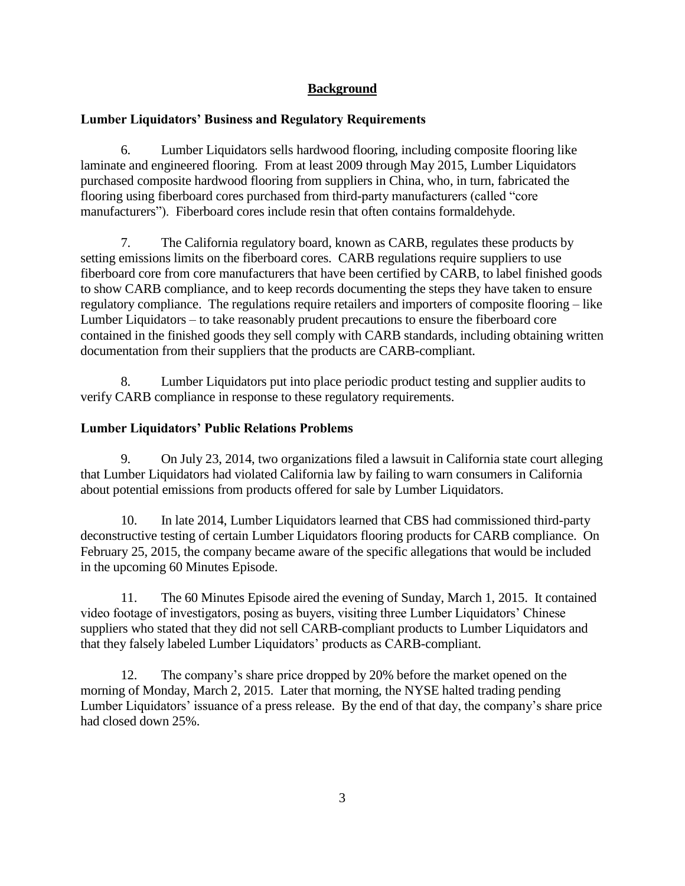## Background

### Lumber Liquidators' Business and Regulatory Requirements

6. Lumber Liquidators sells hardwood flooring, including composite flooring like laminate and engineered flooring. From at least 2009 through May 2015, Lumber Liquidators purchased composite hardwood flooring from suppliers in China, who, in turn, fabricated the flooring using fiberboard cores purchased from third-party manufacturers (called "core manufacturers"). Fiberboard cores include resin that often contains formaldehyde.

7. The California regulatory board, known as CARB, regulates these products by setting emissions limits on the fiberboard cores. CARB regulations require suppliers to use fiberboard core from core manufacturers that have been certified by CARB, to label finished goods to show CARB compliance, and to keep records documenting the steps they have taken to ensure regulatory compliance. The regulations require retailers and importers of composite flooring – like Lumber Liquidators – to take reasonably prudent precautions to ensure the fiberboard core contained in the finished goods they sell comply with CARB standards, including obtaining written documentation from their suppliers that the products are CARB-compliant.

8. Lumber Liquidators put into place periodic product testing and supplier audits to verify CARB compliance in response to these regulatory requirements.

### Lumber Liquidators' Public Relations Problems

9. On July 23, 2014, two organizations filed a lawsuit in California state court alleging that Lumber Liquidators had violated California law by failing to warn consumers in California about potential emissions from products offered for sale by Lumber Liquidators.

10. In late 2014, Lumber Liquidators learned that CBS had commissioned third-party deconstructive testing of certain Lumber Liquidators flooring products for CARB compliance. On February 25, 2015, the company became aware of the specific allegations that would be included in the upcoming 60 Minutes Episode.

11. The 60 Minutes Episode aired the evening of Sunday, March 1, 2015. It contained video footage of investigators, posing as buyers, visiting three Lumber Liquidators' Chinese suppliers who stated that they did not sell CARB-compliant products to Lumber Liquidators and that they falsely labeled Lumber Liquidators' products as CARB-compliant.

12. The company's share price dropped by 20% before the market opened on the morning of Monday, March 2, 2015. Later that morning, the NYSE halted trading pending Lumber Liquidators' issuance of a press release. By the end of that day, the company's share price had closed down 25%.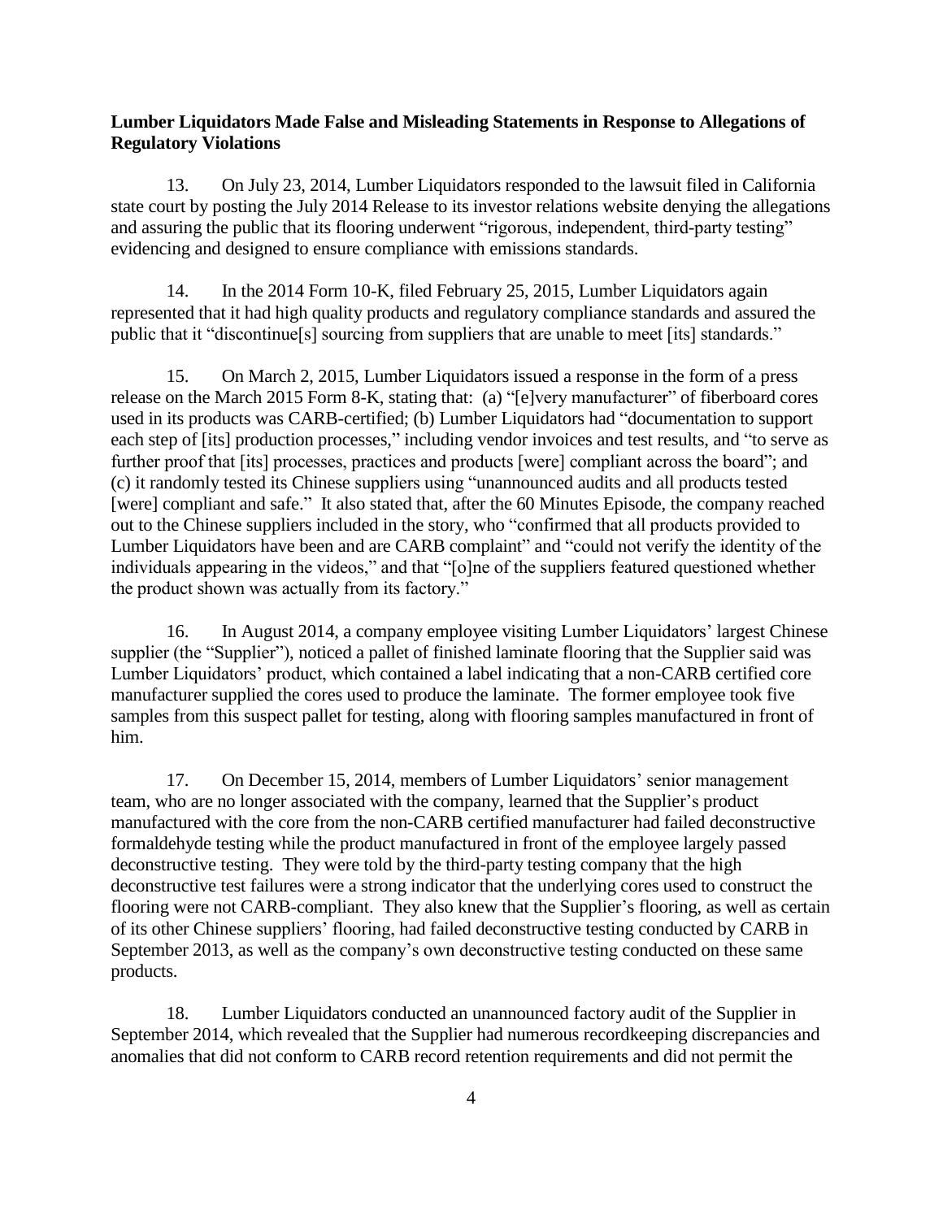**Lumber Liquidators Made False and Misleading Statements in Response to Allegations of Regulatory Violations**

13. On July 23, 2014, Lumber Liquidators responded to the lawsuit filed in California state court by posting the July 2014 Release to its investor relations website denying the allegations and assuring the public that its flooring underwent "rigorous, independent, third-party testing" evidencing and designed to ensure compliance with emissions standards.

14. In the 2014 Form 10-K, filed February 25, 2015, Lumber Liquidators again represented that it had high quality products and regulatory compliance standards and assured the public that it "discontinue[s] sourcing from suppliers that are unable to meet [its] standards."

15. On March 2, 2015, Lumber Liquidators issued a response in the form of a press release on the March 2015 Form 8-K, stating that: (a) "[e]very manufacturer" of fiberboard cores used in its products was CARB-certified; (b) Lumber Liquidators had "documentation to support each step of [its] production processes," including vendor invoices and test results, and "to serve as further proof that [its] processes, practices and products [were] compliant across the board"; and (c) it randomly tested its Chinese suppliers using "unannounced audits and all products tested [were] compliant and safe." It also stated that, after the 60 Minutes Episode, the company reached out to the Chinese suppliers included in the story, who "confirmed that all products provided to Lumber Liquidators have been and are CARB complaint" and "could not verify the identity of the individuals appearing in the videos," and that "[o]ne of the suppliers featured questioned whether the product shown was actually from its factory."

16. In August 2014, a company employee visiting Lumber Liquidators' largest Chinese supplier (the "Supplier"), noticed a pallet of finished laminate flooring that the Supplier said was Lumber Liquidators' product, which contained a label indicating that a non-CARB certified core manufacturer supplied the cores used to produce the laminate. The former employee took five samples from this suspect pallet for testing, along with flooring samples manufactured in front of him.

17. On December 15, 2014, members of Lumber Liquidators' senior management team, who are no longer associated with the company, learned that the Supplier's product manufactured with the core from the non-CARB certified manufacturer had failed deconstructive formaldehyde testing while the product manufactured in front of the employee largely passed deconstructive testing. They were told by the third-party testing company that the high deconstructive test failures were a strong indicator that the underlying cores used to construct the flooring were not CARB-compliant. They also knew that the Supplier's flooring, as well as certain of its other Chinese suppliers' flooring, had failed deconstructive testing conducted by CARB in September 2013, as well as the company's own deconstructive testing conducted on these same products.

18. Lumber Liquidators conducted an unannounced factory audit of the Supplier in September 2014, which revealed that the Supplier had numerous recordkeeping discrepancies and anomalies that did not conform to CARB record retention requirements and did not permit the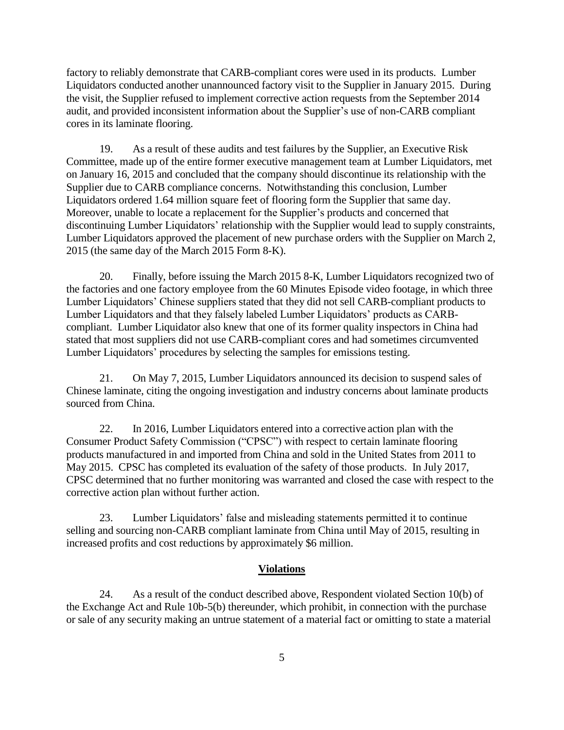factory to reliably demonstrate that CARB-compliant cores were used in its products. Lumber Liquidators conducted another unannounced factory visit to the Supplier in January 2015. During the visit, the Supplier refused to implement corrective action requests from the September 2014 audit, and provided inconsistent information about the Supplier's use of non-CARB compliant cores in its laminate flooring.

19. As a result of these audits and test failures by the Supplier, an Executive Risk Committee, made up of the entire former executive management team at Lumber Liquidators, met on January 16, 2015 and concluded that the company should discontinue its relationship with the Supplier due to CARB compliance concerns. Notwithstanding this conclusion, Lumber Liquidators ordered 1.64 million square feet of flooring form the Supplier that same day. Moreover, unable to locate a replacement for the Supplier's products and concerned that discontinuing Lumber Liquidators' relationship with the Supplier would lead to supply constraints, Lumber Liquidators approved the placement of new purchase orders with the Supplier on March 2, 2015 (the same day of the March 2015 Form 8-K).

20. Finally, before issuing the March 2015 8-K, Lumber Liquidators recognized two of the factories and one factory employee from the 60 Minutes Episode video footage, in which three Lumber Liquidators' Chinese suppliers stated that they did not sell CARB-compliant products to Lumber Liquidators and that they falsely labeled Lumber Liquidators' products as CARB-compliant. Lumber Liquidator also knew that one of its former quality inspectors in China had stated that most suppliers did not use CARB-compliant cores and had sometimes circumvented Lumber Liquidators' procedures by selecting the samples for emissions testing.

21. On May 7, 2015, Lumber Liquidators announced its decision to suspend sales of Chinese laminate, citing the ongoing investigation and industry concerns about laminate products sourced from China.

22. In 2016, Lumber Liquidators entered into a corrective action plan with the Consumer Product Safety Commission ("CPSC") with respect to certain laminate flooring products manufactured in and imported from China and sold in the United States from 2011 to May 2015. CPSC has completed its evaluation of the safety of those products. In July 2017, CPSC determined that no further monitoring was warranted and closed the case with respect to the corrective action plan without further action.

23. Lumber Liquidators' false and misleading statements permitted it to continue selling and sourcing non-CARB compliant laminate from China until May of 2015, resulting in increased profits and cost reductions by approximately $6 million.

## Violations

24. As a result of the conduct described above, Respondent violated Section 10(b) of the Exchange Act and Rule 10b-5(b) thereunder, which prohibit, in connection with the purchase or sale of any security making an untrue statement of a material fact or omitting to state a material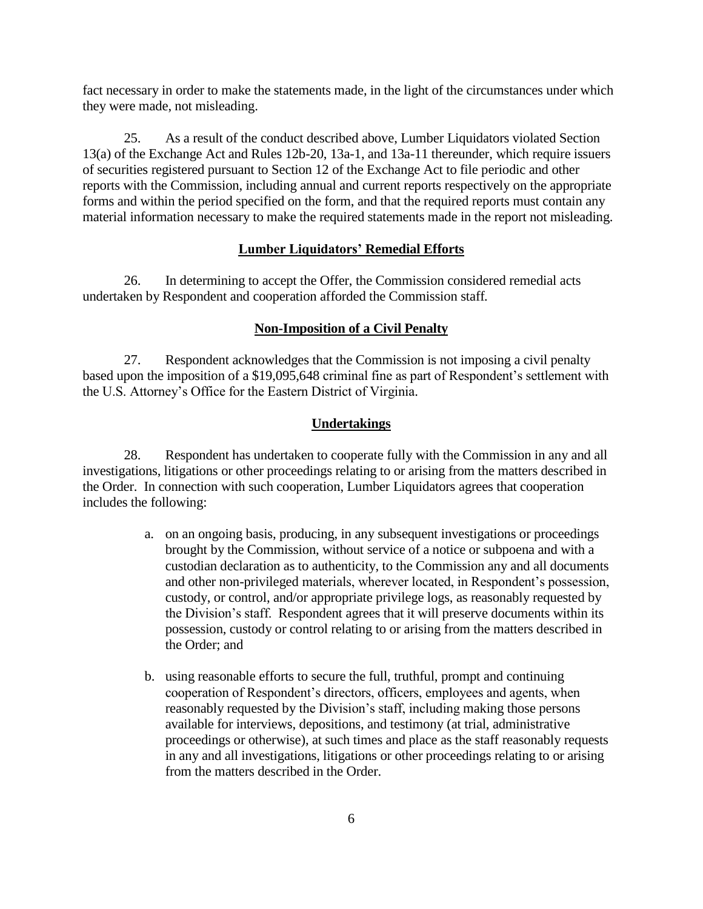fact necessary in order to make the statements made, in the light of the circumstances under which they were made, not misleading.

25. As a result of the conduct described above, Lumber Liquidators violated Section 13(a) of the Exchange Act and Rules 12b-20, 13a-1, and 13a-11 thereunder, which require issuers of securities registered pursuant to Section 12 of the Exchange Act to file periodic and other reports with the Commission, including annual and current reports respectively on the appropriate forms and within the period specified on the form, and that the required reports must contain any material information necessary to make the required statements made in the report not misleading.

**Lumber Liquidators' Remedial Efforts**

26. In determining to accept the Offer, the Commission considered remedial acts undertaken by Respondent and cooperation afforded the Commission staff.

**Non-Imposition of a Civil Penalty**

27. Respondent acknowledges that the Commission is not imposing a civil penalty based upon the imposition of a $19,095,648 criminal fine as part of Respondent's settlement with the U.S. Attorney's Office for the Eastern District of Virginia.

**Undertakings**

28. Respondent has undertaken to cooperate fully with the Commission in any and all investigations, litigations or other proceedings relating to or arising from the matters described in the Order. In connection with such cooperation, Lumber Liquidators agrees that cooperation includes the following:

a. on an ongoing basis, producing, in any subsequent investigations or proceedings brought by the Commission, without service of a notice or subpoena and with a custodian declaration as to authenticity, to the Commission any and all documents and other non-privileged materials, wherever located, in Respondent's possession, custody, or control, and/or appropriate privilege logs, as reasonably requested by the Division's staff. Respondent agrees that it will preserve documents within its possession, custody or control relating to or arising from the matters described in the Order; and

b. using reasonable efforts to secure the full, truthful, prompt and continuing cooperation of Respondent's directors, officers, employees and agents, when reasonably requested by the Division's staff, including making those persons available for interviews, depositions, and testimony (at trial, administrative proceedings or otherwise), at such times and place as the staff reasonably requests in any and all investigations, litigations or other proceedings relating to or arising from the matters described in the Order.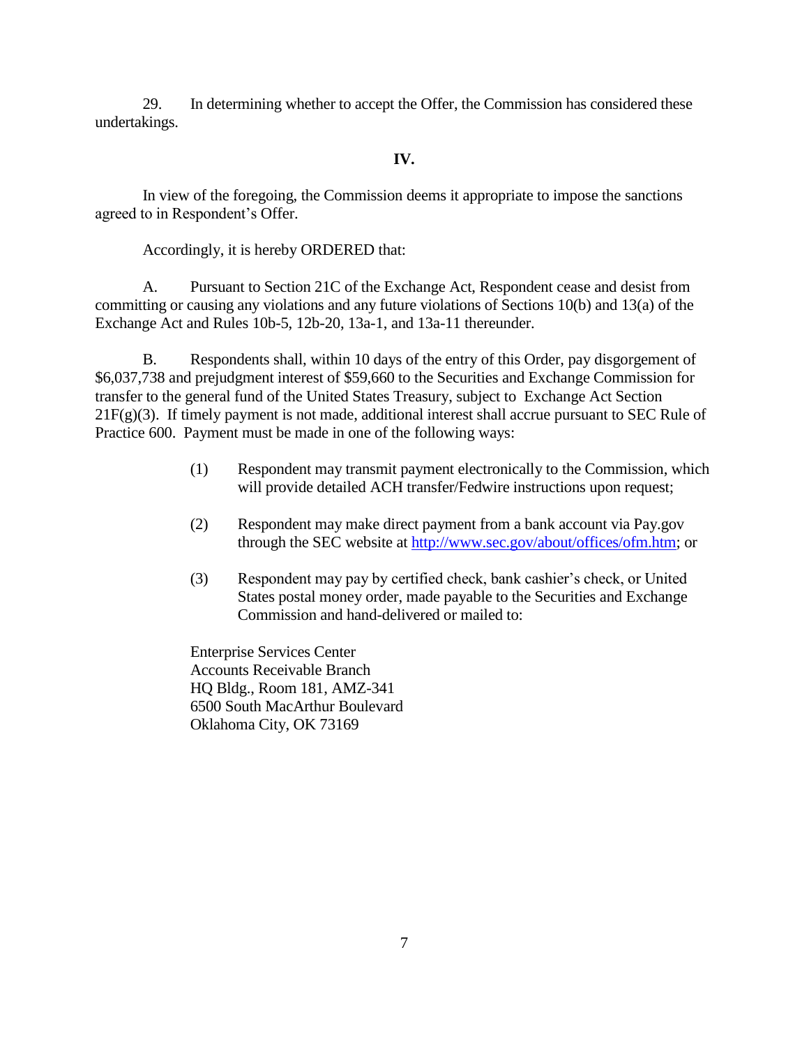29. In determining whether to accept the Offer, the Commission has considered these undertakings.

**IV.**

In view of the foregoing, the Commission deems it appropriate to impose the sanctions agreed to in Respondent's Offer.

Accordingly, it is hereby ORDERED that:

A. Pursuant to Section 21C of the Exchange Act, Respondent cease and desist from committing or causing any violations and any future violations of Sections 10(b) and 13(a) of the Exchange Act and Rules 10b-5, 12b-20, 13a-1, and 13a-11 thereunder.

B. Respondents shall, within 10 days of the entry of this Order, pay disgorgement of $6,037,738 and prejudgment interest of $59,660 to the Securities and Exchange Commission for transfer to the general fund of the United States Treasury, subject to Exchange Act Section 21F(g)(3). If timely payment is not made, additional interest shall accrue pursuant to SEC Rule of Practice 600. Payment must be made in one of the following ways:

(1) Respondent may transmit payment electronically to the Commission, which will provide detailed ACH transfer/Fedwire instructions upon request;

(2) Respondent may make direct payment from a bank account via Pay.gov through the SEC website at http://www.sec.gov/about/offices/ofm.htm; or

(3) Respondent may pay by certified check, bank cashier's check, or United States postal money order, made payable to the Securities and Exchange Commission and hand-delivered or mailed to:

Enterprise Services Center
Accounts Receivable Branch
HQ Bldg., Room 181, AMZ-341
6500 South MacArthur Boulevard
Oklahoma City, OK 73169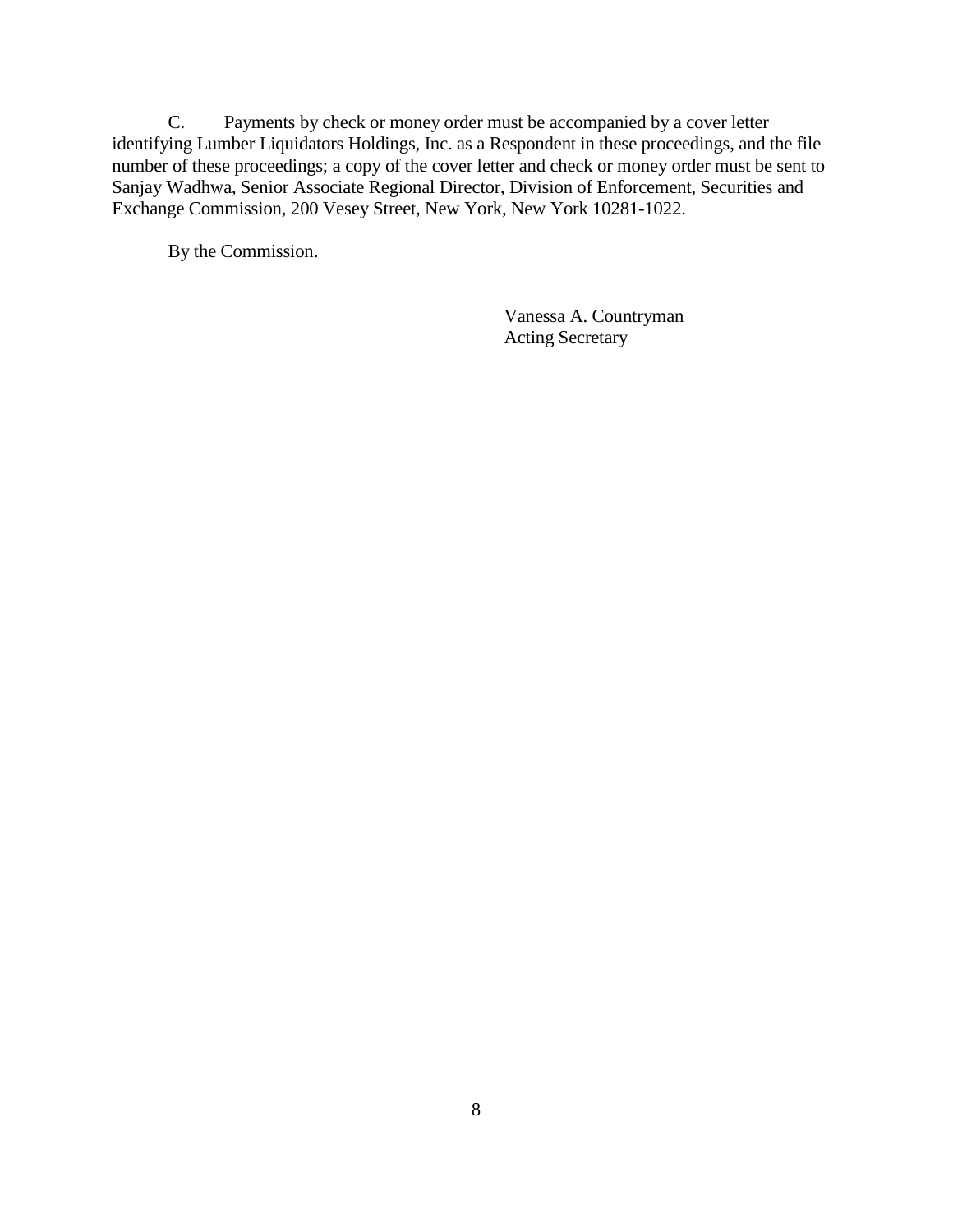C. Payments by check or money order must be accompanied by a cover letter identifying Lumber Liquidators Holdings, Inc. as a Respondent in these proceedings, and the file number of these proceedings; a copy of the cover letter and check or money order must be sent to Sanjay Wadhwa, Senior Associate Regional Director, Division of Enforcement, Securities and Exchange Commission, 200 Vesey Street, New York, New York 10281-1022.

By the Commission.

Vanessa A. Countryman
Acting Secretary